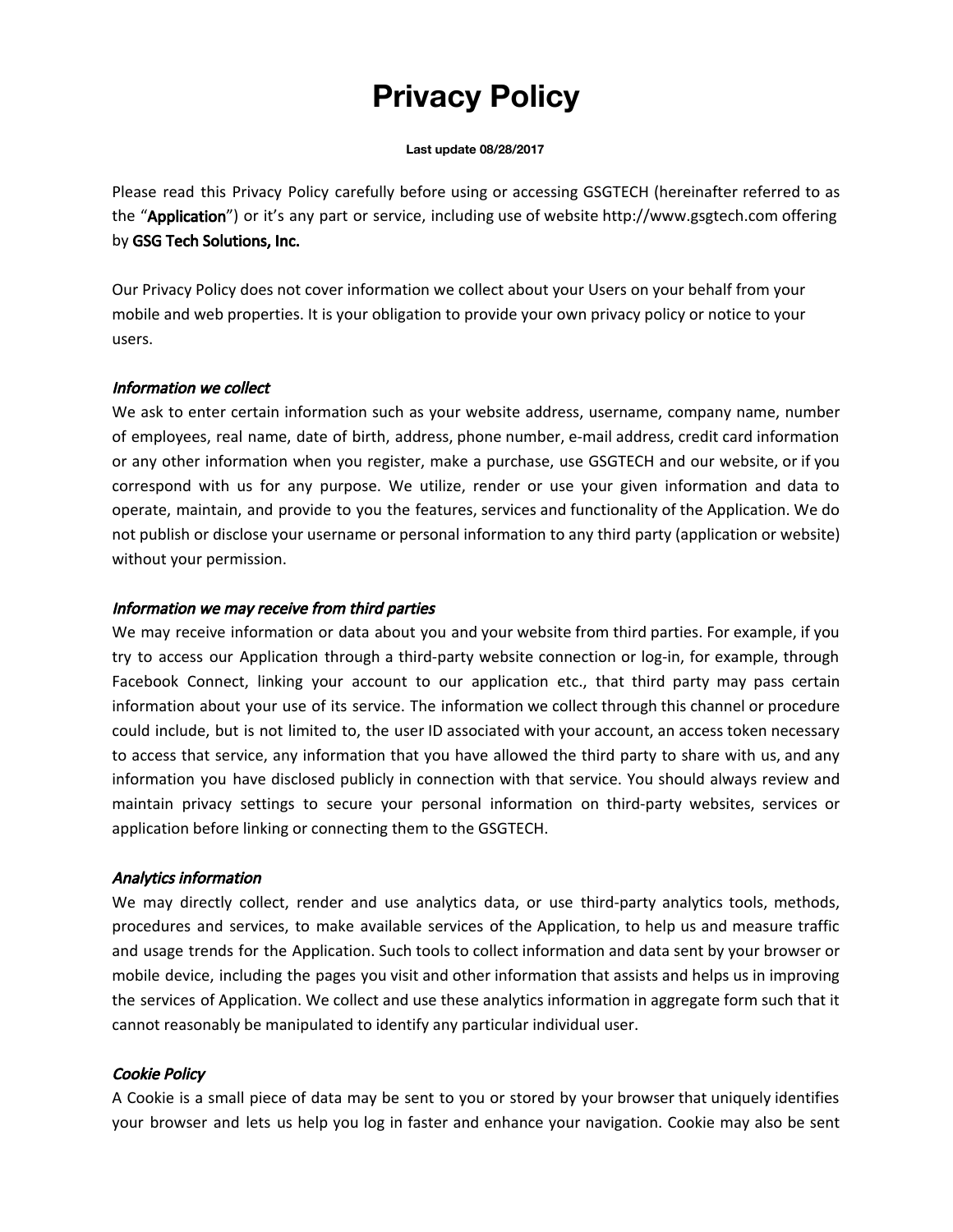# Privacy Policy

**Last update 08/28/2017**

Please read this Privacy Policy carefully before using or accessing GSGTECH (hereinafter referred to as the "**Application**") or it's any part or service, including use of website http://www.gsgtech.com offering by **GSG Tech Solutions, Inc.**

Our Privacy Policy does not cover information we collect about your Users on your behalf from your mobile and web properties. It is your obligation to provide your own privacy policy or notice to your users.

### *Information we collect*

We ask to enter certain information such as your website address, username, company name, number of employees, real name, date of birth, address, phone number, e-mail address, credit card information or any other information when you register, make a purchase, use GSGTECH and our website, or if you correspond with us for any purpose. We utilize, render or use your given information and data to operate, maintain, and provide to you the features, services and functionality of the Application. We do not publish or disclose your username or personal information to any third party (application or website) without your permission.

### *Information we may receive from third parties*

We may receive information or data about you and your website from third parties. For example, if you try to access our Application through a third-party website connection or log-in, for example, through Facebook Connect, linking your account to our application etc., that third party may pass certain information about your use of its service. The information we collect through this channel or procedure could include, but is not limited to, the user ID associated with your account, an access token necessary to access that service, any information that you have allowed the third party to share with us, and any information you have disclosed publicly in connection with that service. You should always review and maintain privacy settings to secure your personal information on third-party websites, services or application before linking or connecting them to the GSGTECH.

### *Analytics information*

We may directly collect, render and use analytics data, or use third-party analytics tools, methods, procedures and services, to make available services of the Application, to help us and measure traffic and usage trends for the Application. Such tools to collect information and data sent by your browser or mobile device, including the pages you visit and other information that assists and helps us in improving the services of Application. We collect and use these analytics information in aggregate form such that it cannot reasonably be manipulated to identify any particular individual user.

### *Cookie Policy*

A Cookie is a small piece of data may be sent to you or stored by your browser that uniquely identifies your browser and lets us help you log in faster and enhance your navigation. Cookie may also be sent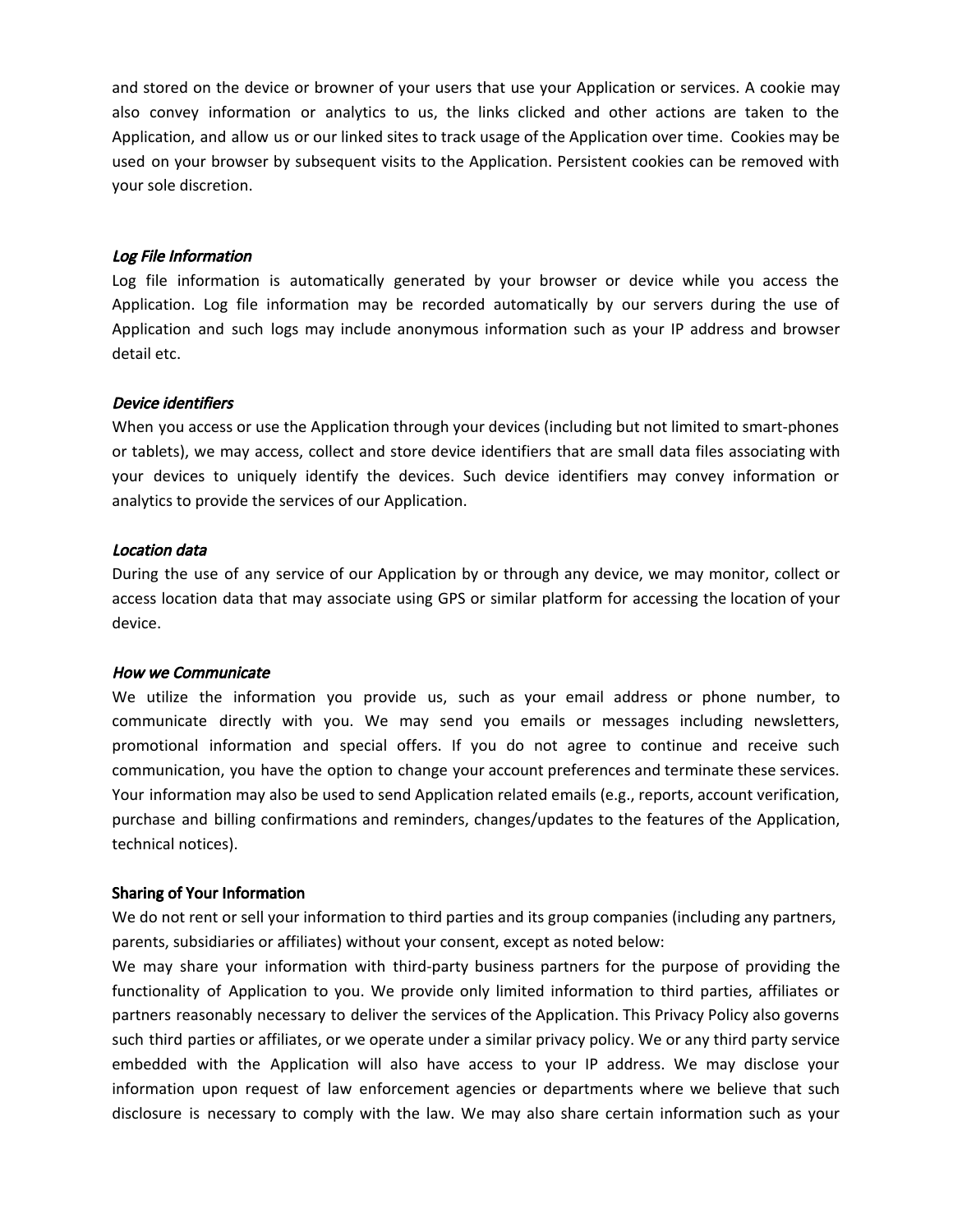and stored on the device or browner of your users that use your Application or services. A cookie may also convey information or analytics to us, the links clicked and other actions are taken to the Application, and allow us or our linked sites to track usage of the Application over time. Cookies may be used on your browser by subsequent visits to the Application. Persistent cookies can be removed with your sole discretion.

*Log File Information*

Log file information is automatically generated by your browser or device while you access the Application. Log file information may be recorded automatically by our servers during the use of Application and such logs may include anonymous information such as your IP address and browser detail etc.

*Device identifiers*

When you access or use the Application through your devices (including but not limited to smart-phones or tablets), we may access, collect and store device identifiers that are small data files associating with your devices to uniquely identify the devices. Such device identifiers may convey information or analytics to provide the services of our Application.

*Location data*

During the use of any service of our Application by or through any device, we may monitor, collect or access location data that may associate using GPS or similar platform for accessing the location of your device.

*How we Communicate*

We utilize the information you provide us, such as your email address or phone number, to communicate directly with you. We may send you emails or messages including newsletters, promotional information and special offers. If you do not agree to continue and receive such communication, you have the option to change your account preferences and terminate these services. Your information may also be used to send Application related emails (e.g., reports, account verification, purchase and billing confirmations and reminders, changes/updates to the features of the Application, technical notices).

**Sharing of Your Information**

We do not rent or sell your information to third parties and its group companies (including any partners, parents, subsidiaries or affiliates) without your consent, except as noted below:

We may share your information with third-party business partners for the purpose of providing the functionality of Application to you. We provide only limited information to third parties, affiliates or partners reasonably necessary to deliver the services of the Application. This Privacy Policy also governs such third parties or affiliates, or we operate under a similar privacy policy. We or any third party service embedded with the Application will also have access to your IP address. We may disclose your information upon request of law enforcement agencies or departments where we believe that such disclosure is necessary to comply with the law. We may also share certain information such as your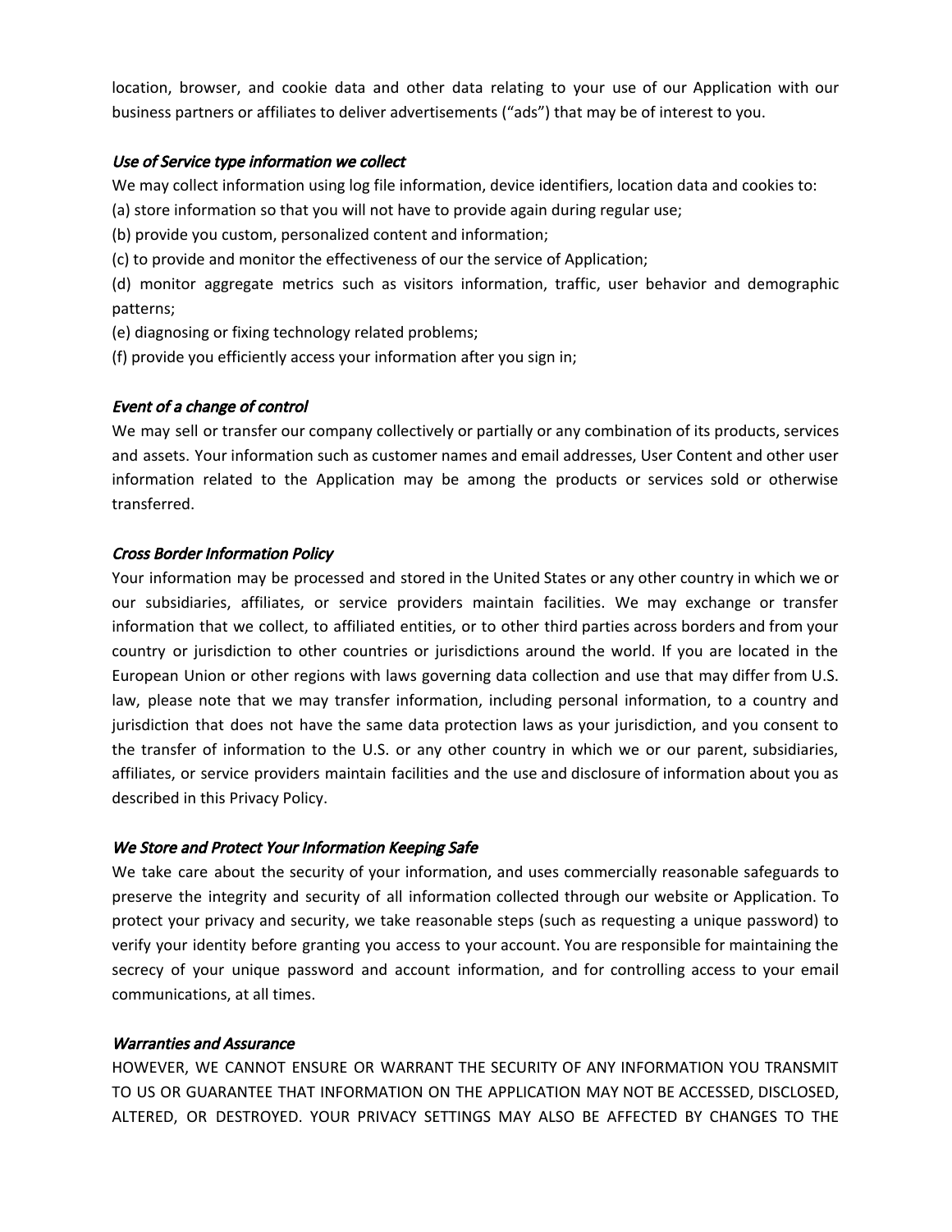location, browser, and cookie data and other data relating to your use of our Application with our business partners or affiliates to deliver advertisements ("ads") that may be of interest to you.

*Use of Service type information we collect*

We may collect information using log file information, device identifiers, location data and cookies to:

(a) store information so that you will not have to provide again during regular use;

(b) provide you custom, personalized content and information;

(c) to provide and monitor the effectiveness of our the service of Application;

(d) monitor aggregate metrics such as visitors information, traffic, user behavior and demographic patterns;

(e) diagnosing or fixing technology related problems;

(f) provide you efficiently access your information after you sign in;

*Event of a change of control*

We may sell or transfer our company collectively or partially or any combination of its products, services and assets. Your information such as customer names and email addresses, User Content and other user information related to the Application may be among the products or services sold or otherwise transferred.

*Cross Border Information Policy*

Your information may be processed and stored in the United States or any other country in which we or our subsidiaries, affiliates, or service providers maintain facilities. We may exchange or transfer information that we collect, to affiliated entities, or to other third parties across borders and from your country or jurisdiction to other countries or jurisdictions around the world. If you are located in the European Union or other regions with laws governing data collection and use that may differ from U.S. law, please note that we may transfer information, including personal information, to a country and jurisdiction that does not have the same data protection laws as your jurisdiction, and you consent to the transfer of information to the U.S. or any other country in which we or our parent, subsidiaries, affiliates, or service providers maintain facilities and the use and disclosure of information about you as described in this Privacy Policy.

*We Store and Protect Your Information Keeping Safe*

We take care about the security of your information, and uses commercially reasonable safeguards to preserve the integrity and security of all information collected through our website or Application. To protect your privacy and security, we take reasonable steps (such as requesting a unique password) to verify your identity before granting you access to your account. You are responsible for maintaining the secrecy of your unique password and account information, and for controlling access to your email communications, at all times.

*Warranties and Assurance*

HOWEVER, WE CANNOT ENSURE OR WARRANT THE SECURITY OF ANY INFORMATION YOU TRANSMIT TO US OR GUARANTEE THAT INFORMATION ON THE APPLICATION MAY NOT BE ACCESSED, DISCLOSED, ALTERED, OR DESTROYED. YOUR PRIVACY SETTINGS MAY ALSO BE AFFECTED BY CHANGES TO THE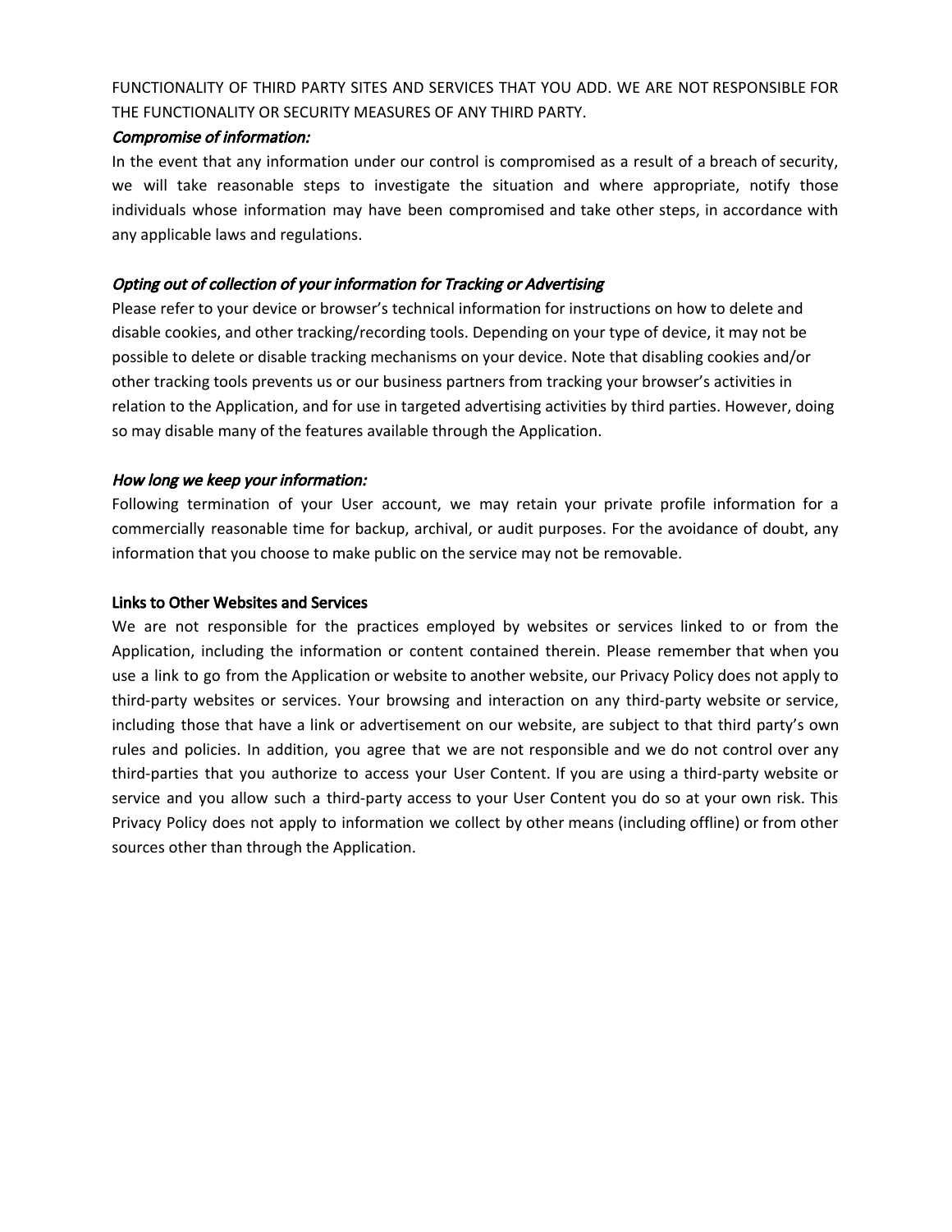FUNCTIONALITY OF THIRD PARTY SITES AND SERVICES THAT YOU ADD. WE ARE NOT RESPONSIBLE FOR THE FUNCTIONALITY OR SECURITY MEASURES OF ANY THIRD PARTY.

***Compromise of information:***

In the event that any information under our control is compromised as a result of a breach of security, we will take reasonable steps to investigate the situation and where appropriate, notify those individuals whose information may have been compromised and take other steps, in accordance with any applicable laws and regulations.

***Opting out of collection of your information for Tracking or Advertising***

Please refer to your device or browser's technical information for instructions on how to delete and disable cookies, and other tracking/recording tools. Depending on your type of device, it may not be possible to delete or disable tracking mechanisms on your device. Note that disabling cookies and/or other tracking tools prevents us or our business partners from tracking your browser's activities in relation to the Application, and for use in targeted advertising activities by third parties. However, doing so may disable many of the features available through the Application.

***How long we keep your information:***

Following termination of your User account, we may retain your private profile information for a commercially reasonable time for backup, archival, or audit purposes. For the avoidance of doubt, any information that you choose to make public on the service may not be removable.

**Links to Other Websites and Services**

We are not responsible for the practices employed by websites or services linked to or from the Application, including the information or content contained therein. Please remember that when you use a link to go from the Application or website to another website, our Privacy Policy does not apply to third-party websites or services. Your browsing and interaction on any third-party website or service, including those that have a link or advertisement on our website, are subject to that third party's own rules and policies. In addition, you agree that we are not responsible and we do not control over any third-parties that you authorize to access your User Content. If you are using a third-party website or service and you allow such a third-party access to your User Content you do so at your own risk. This Privacy Policy does not apply to information we collect by other means (including offline) or from other sources other than through the Application.